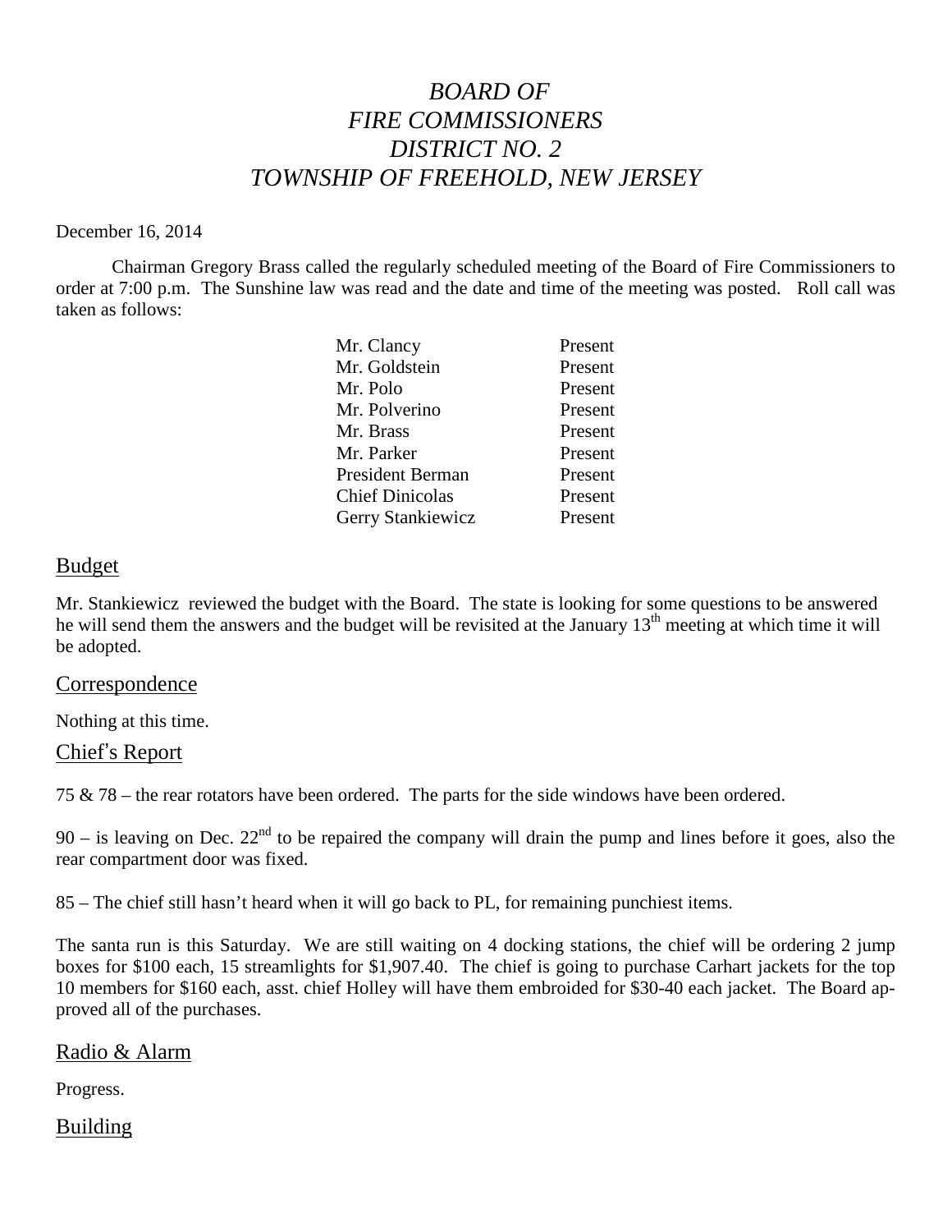# *BOARD OF FIRE COMMISSIONERS DISTRICT NO. 2 TOWNSHIP OF FREEHOLD, NEW JERSEY*

December 16, 2014

Chairman Gregory Brass called the regularly scheduled meeting of the Board of Fire Commissioners to order at 7:00 p.m. The Sunshine law was read and the date and time of the meeting was posted. Roll call was taken as follows:

| | |
|---|---|
| Mr. Clancy | Present |
| Mr. Goldstein | Present |
| Mr. Polo | Present |
| Mr. Polverino | Present |
| Mr. Brass | Present |
| Mr. Parker | Present |
| President Berman | Present |
| Chief Dinicolas | Present |
| Gerry Stankiewicz | Present |

## Budget

Mr. Stankiewicz reviewed the budget with the Board. The state is looking for some questions to be answered he will send them the answers and the budget will be revisited at the January 13th meeting at which time it will be adopted.

## Correspondence

Nothing at this time.

## Chief's Report

75 & 78 – the rear rotators have been ordered. The parts for the side windows have been ordered.

90 – is leaving on Dec. 22nd to be repaired the company will drain the pump and lines before it goes, also the rear compartment door was fixed.

85 – The chief still hasn't heard when it will go back to PL, for remaining punchiest items.

The santa run is this Saturday. We are still waiting on 4 docking stations, the chief will be ordering 2 jump boxes for $100 each, 15 streamlights for $1,907.40. The chief is going to purchase Carhart jackets for the top 10 members for $160 each, asst. chief Holley will have them embroided for $30-40 each jacket. The Board approved all of the purchases.

## Radio & Alarm

Progress.

## Building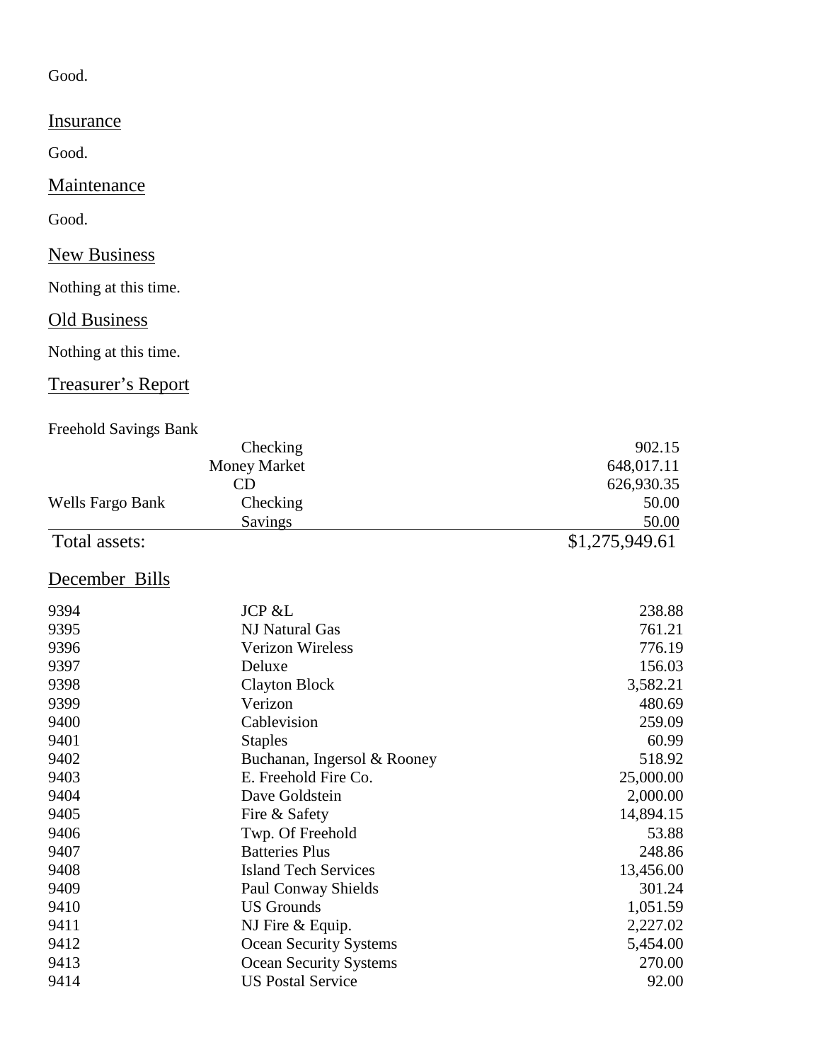Good.

## Insurance

Good.

## Maintenance

Good.

## New Business

Nothing at this time.

## Old Business

Nothing at this time.

## Treasurer's Report

| Freehold Savings Bank | | |
|---|---|---|
| | Checking | 902.15 |
| | Money Market | 648,017.11 |
| | CD | 626,930.35 |
| Wells Fargo Bank | Checking | 50.00 |
| | Savings | 50.00 |
| Total assets: | | $1,275,949.61 |

## December Bills

| | | |
|---|---|---|
| 9394 | JCP &L | 238.88 |
| 9395 | NJ Natural Gas | 761.21 |
| 9396 | Verizon Wireless | 776.19 |
| 9397 | Deluxe | 156.03 |
| 9398 | Clayton Block | 3,582.21 |
| 9399 | Verizon | 480.69 |
| 9400 | Cablevision | 259.09 |
| 9401 | Staples | 60.99 |
| 9402 | Buchanan, Ingersol & Rooney | 518.92 |
| 9403 | E. Freehold Fire Co. | 25,000.00 |
| 9404 | Dave Goldstein | 2,000.00 |
| 9405 | Fire & Safety | 14,894.15 |
| 9406 | Twp. Of Freehold | 53.88 |
| 9407 | Batteries Plus | 248.86 |
| 9408 | Island Tech Services | 13,456.00 |
| 9409 | Paul Conway Shields | 301.24 |
| 9410 | US Grounds | 1,051.59 |
| 9411 | NJ Fire & Equip. | 2,227.02 |
| 9412 | Ocean Security Systems | 5,454.00 |
| 9413 | Ocean Security Systems | 270.00 |
| 9414 | US Postal Service | 92.00 |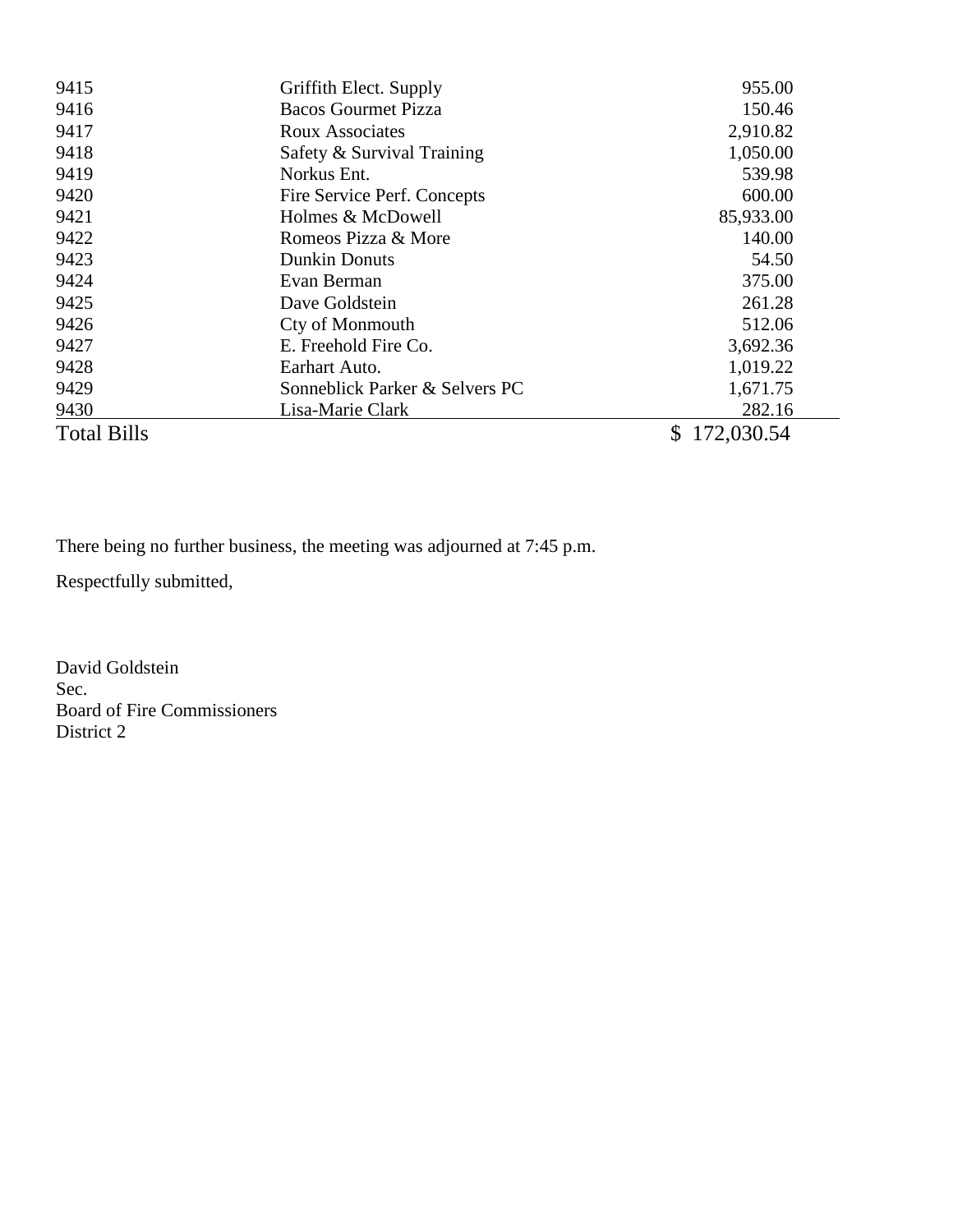| | | |
|---|---|---|
| 9415 | Griffith Elect. Supply | 955.00 |
| 9416 | Bacos Gourmet Pizza | 150.46 |
| 9417 | Roux Associates | 2,910.82 |
| 9418 | Safety & Survival Training | 1,050.00 |
| 9419 | Norkus Ent. | 539.98 |
| 9420 | Fire Service Perf. Concepts | 600.00 |
| 9421 | Holmes & McDowell | 85,933.00 |
| 9422 | Romeos Pizza & More | 140.00 |
| 9423 | Dunkin Donuts | 54.50 |
| 9424 | Evan Berman | 375.00 |
| 9425 | Dave Goldstein | 261.28 |
| 9426 | Cty of Monmouth | 512.06 |
| 9427 | E. Freehold Fire Co. | 3,692.36 |
| 9428 | Earhart Auto. | 1,019.22 |
| 9429 | Sonneblick Parker & Selvers PC | 1,671.75 |
| 9430 | Lisa-Marie Clark | 282.16 |
| Total Bills | | $ 172,030.54 |

There being no further business, the meeting was adjourned at 7:45 p.m.

Respectfully submitted,

David Goldstein
Sec.
Board of Fire Commissioners
District 2